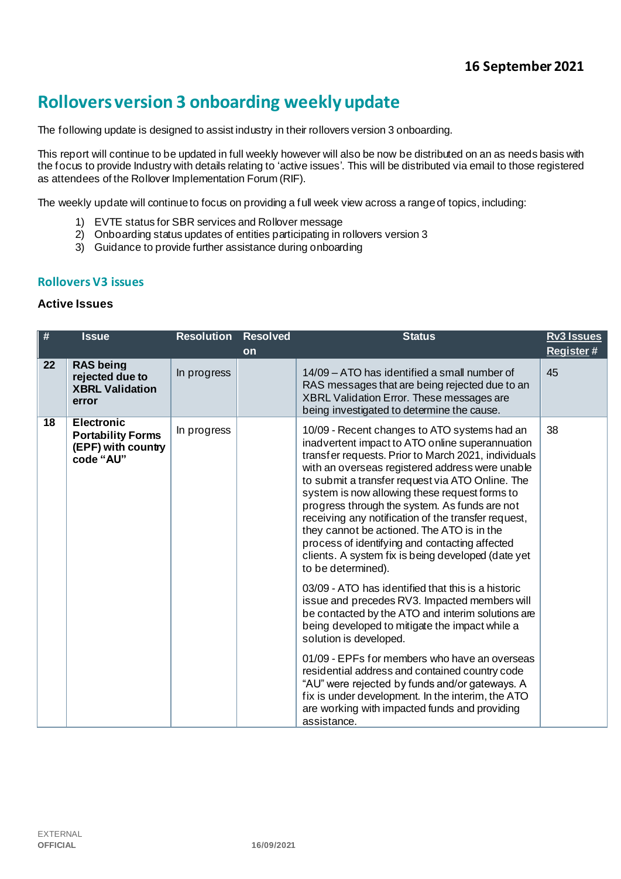**16 September 2021**

# Rollovers version 3 onboarding weekly update

The following update is designed to assist industry in their rollovers version 3 onboarding.

This report will continue to be updated in full weekly however will also be now be distributed on an as needs basis with the focus to provide Industry with details relating to 'active issues'. This will be distributed via email to those registered as attendees of the Rollover Implementation Forum (RIF).

The weekly update will continue to focus on providing a full week view across a range of topics, including:

1) EVTE status for SBR services and Rollover message
2) Onboarding status updates of entities participating in rollovers version 3
3) Guidance to provide further assistance during onboarding

## Rollovers V3 issues

### Active Issues

| # | Issue | Resolution | Resolved on | Status | Rv3 Issues Register # |
|---|---|---|---|---|---|
| 22 | **RAS being rejected due to XBRL Validation error** | In progress | | 14/09 – ATO has identified a small number of RAS messages that are being rejected due to an XBRL Validation Error. These messages are being investigated to determine the cause. | 45 |
| 18 | **Electronic Portability Forms (EPF) with country code "AU"** | In progress | | 10/09 - Recent changes to ATO systems had an inadvertent impact to ATO online superannuation transfer requests. Prior to March 2021, individuals with an overseas registered address were unable to submit a transfer request via ATO Online. The system is now allowing these request forms to progress through the system. As funds are not receiving any notification of the transfer request, they cannot be actioned. The ATO is in the process of identifying and contacting affected clients. A system fix is being developed (date yet to be determined).<br><br>03/09 - ATO has identified that this is a historic issue and precedes RV3. Impacted members will be contacted by the ATO and interim solutions are being developed to mitigate the impact while a solution is developed.<br><br>01/09 - EPFs for members who have an overseas residential address and contained country code "AU" were rejected by funds and/or gateways. A fix is under development. In the interim, the ATO are working with impacted funds and providing assistance. | 38 |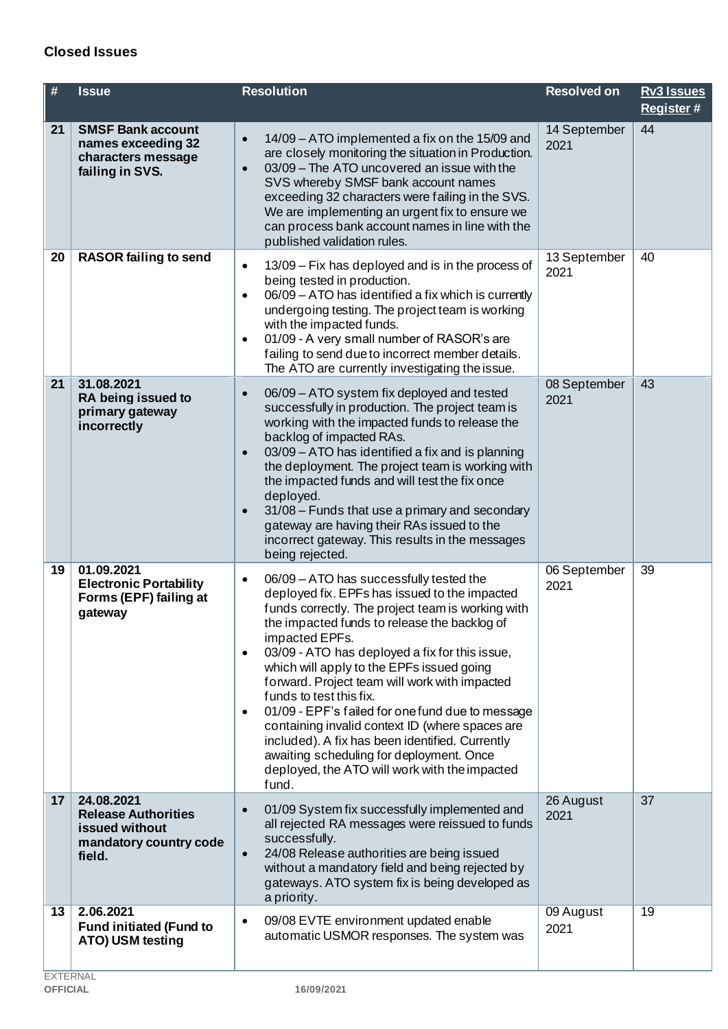## Closed Issues

| # | Issue | Resolution | Resolved on | Rv3 Issues Register # |
|---|---|---|---|---|
| 21 | **SMSF Bank account names exceeding 32 characters message failing in SVS.** | • 14/09 – ATO implemented a fix on the 15/09 and are closely monitoring the situation in Production.<br>• 03/09 – The ATO uncovered an issue with the SVS whereby SMSF bank account names exceeding 32 characters were failing in the SVS. We are implementing an urgent fix to ensure we can process bank account names in line with the published validation rules. | 14 September 2021 | 44 |
| 20 | **RASOR failing to send** | • 13/09 – Fix has deployed and is in the process of being tested in production.<br>• 06/09 – ATO has identified a fix which is currently undergoing testing. The project team is working with the impacted funds.<br>• 01/09 - A very small number of RASOR's are failing to send due to incorrect member details. The ATO are currently investigating the issue. | 13 September 2021 | 40 |
| 21 | **31.08.2021 RA being issued to primary gateway incorrectly** | • 06/09 – ATO system fix deployed and tested successfully in production. The project team is working with the impacted funds to release the backlog of impacted RAs.<br>• 03/09 – ATO has identified a fix and is planning the deployment. The project team is working with the impacted funds and will test the fix once deployed.<br>• 31/08 – Funds that use a primary and secondary gateway are having their RAs issued to the incorrect gateway. This results in the messages being rejected. | 08 September 2021 | 43 |
| 19 | **01.09.2021 Electronic Portability Forms (EPF) failing at gateway** | • 06/09 – ATO has successfully tested the deployed fix. EPFs has issued to the impacted funds correctly. The project team is working with the impacted funds to release the backlog of impacted EPFs.<br>• 03/09 - ATO has deployed a fix for this issue, which will apply to the EPFs issued going forward. Project team will work with impacted funds to test this fix.<br>• 01/09 - EPF's failed for one fund due to message containing invalid context ID (where spaces are included). A fix has been identified. Currently awaiting scheduling for deployment. Once deployed, the ATO will work with the impacted fund. | 06 September 2021 | 39 |
| 17 | **24.08.2021 Release Authorities issued without mandatory country code field.** | • 01/09 System fix successfully implemented and all rejected RA messages were reissued to funds successfully.<br>• 24/08 Release authorities are being issued without a mandatory field and being rejected by gateways. ATO system fix is being developed as a priority. | 26 August 2021 | 37 |
| 13 | **2.06.2021 Fund initiated (Fund to ATO) USM testing** | • 09/08 EVTE environment updated enable automatic USMOR responses. The system was | 09 August 2021 | 19 |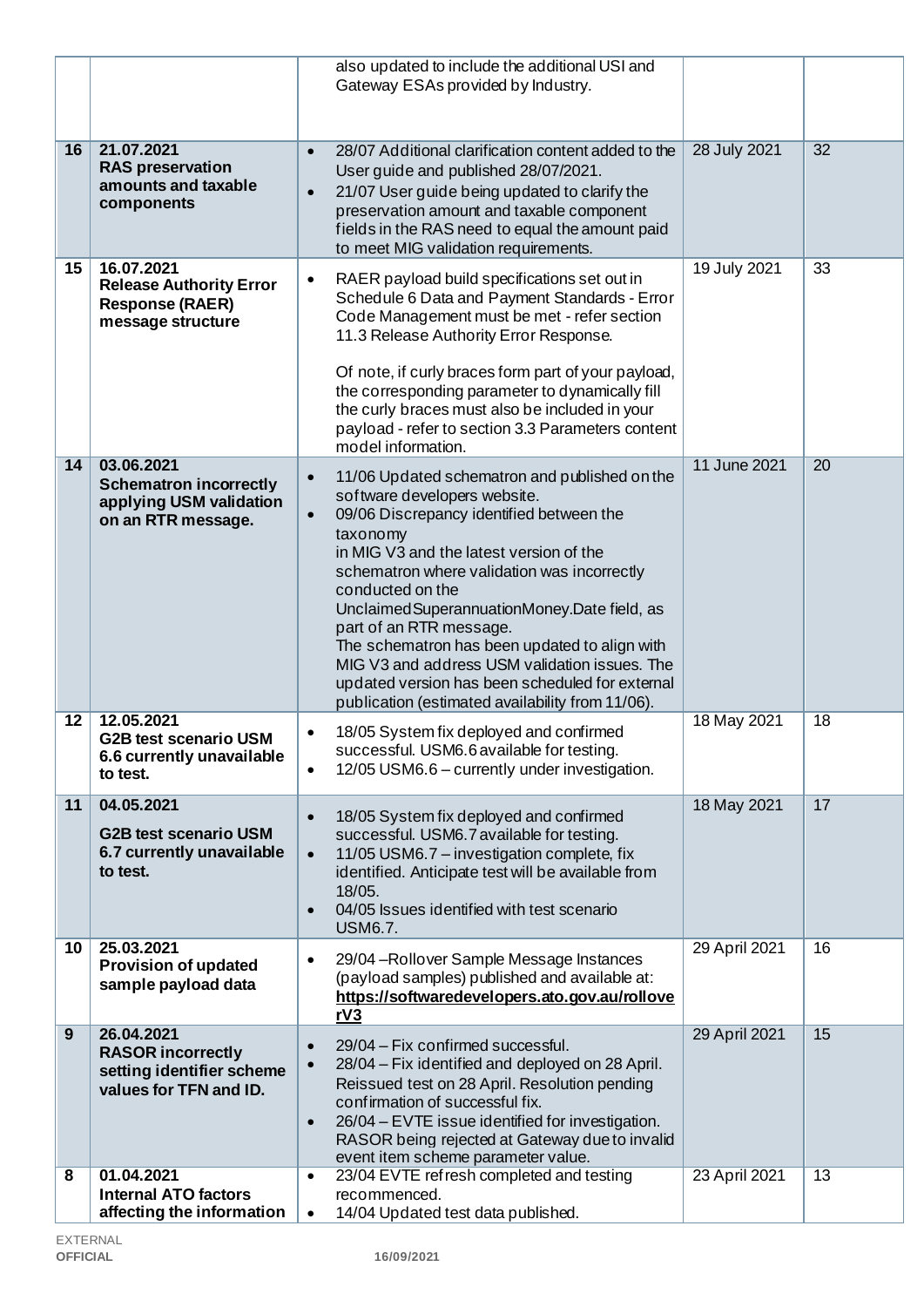| | | | | |
|---|---|---|---|---|
| | | also updated to include the additional USI and Gateway ESAs provided by Industry. | | |
| 16 | **21.07.2021**<br>**RAS preservation amounts and taxable components** | • 28/07 Additional clarification content added to the User guide and published 28/07/2021.<br>• 21/07 User guide being updated to clarify the preservation amount and taxable component fields in the RAS need to equal the amount paid to meet MIG validation requirements. | 28 July 2021 | 32 |
| 15 | **16.07.2021**<br>**Release Authority Error Response (RAER) message structure** | • RAER payload build specifications set out in Schedule 6 Data and Payment Standards - Error Code Management must be met - refer section 11.3 Release Authority Error Response.<br><br>Of note, if curly braces form part of your payload, the corresponding parameter to dynamically fill the curly braces must also be included in your payload - refer to section 3.3 Parameters content model information. | 19 July 2021 | 33 |
| 14 | **03.06.2021**<br>**Schematron incorrectly applying USM validation on an RTR message.** | • 11/06 Updated schematron and published on the software developers website.<br>• 09/06 Discrepancy identified between the taxonomy in MIG V3 and the latest version of the schematron where validation was incorrectly conducted on the UnclaimedSuperannuationMoney.Date field, as part of an RTR message.<br>The schematron has been updated to align with MIG V3 and address USM validation issues. The updated version has been scheduled for external publication (estimated availability from 11/06). | 11 June 2021 | 20 |
| 12 | **12.05.2021**<br>**G2B test scenario USM 6.6 currently unavailable to test.** | • 18/05 System fix deployed and confirmed successful. USM6.6 available for testing.<br>• 12/05 USM6.6 – currently under investigation. | 18 May 2021 | 18 |
| 11 | **04.05.2021**<br>**G2B test scenario USM 6.7 currently unavailable to test.** | • 18/05 System fix deployed and confirmed successful. USM6.7 available for testing.<br>• 11/05 USM6.7 – investigation complete, fix identified. Anticipate test will be available from 18/05.<br>• 04/05 Issues identified with test scenario USM6.7. | 18 May 2021 | 17 |
| 10 | **25.03.2021**<br>**Provision of updated sample payload data** | • 29/04 –Rollover Sample Message Instances (payload samples) published and available at: **https://softwaredevelopers.ato.gov.au/rolloverV3** | 29 April 2021 | 16 |
| 9 | **26.04.2021**<br>**RASOR incorrectly setting identifier scheme values for TFN and ID.** | • 29/04 – Fix confirmed successful.<br>• 28/04 – Fix identified and deployed on 28 April. Reissued test on 28 April. Resolution pending confirmation of successful fix.<br>• 26/04 – EVTE issue identified for investigation. RASOR being rejected at Gateway due to invalid event item scheme parameter value. | 29 April 2021 | 15 |
| 8 | **01.04.2021**<br>**Internal ATO factors affecting the information** | • 23/04 EVTE refresh completed and testing recommenced.<br>• 14/04 Updated test data published. | 23 April 2021 | 13 |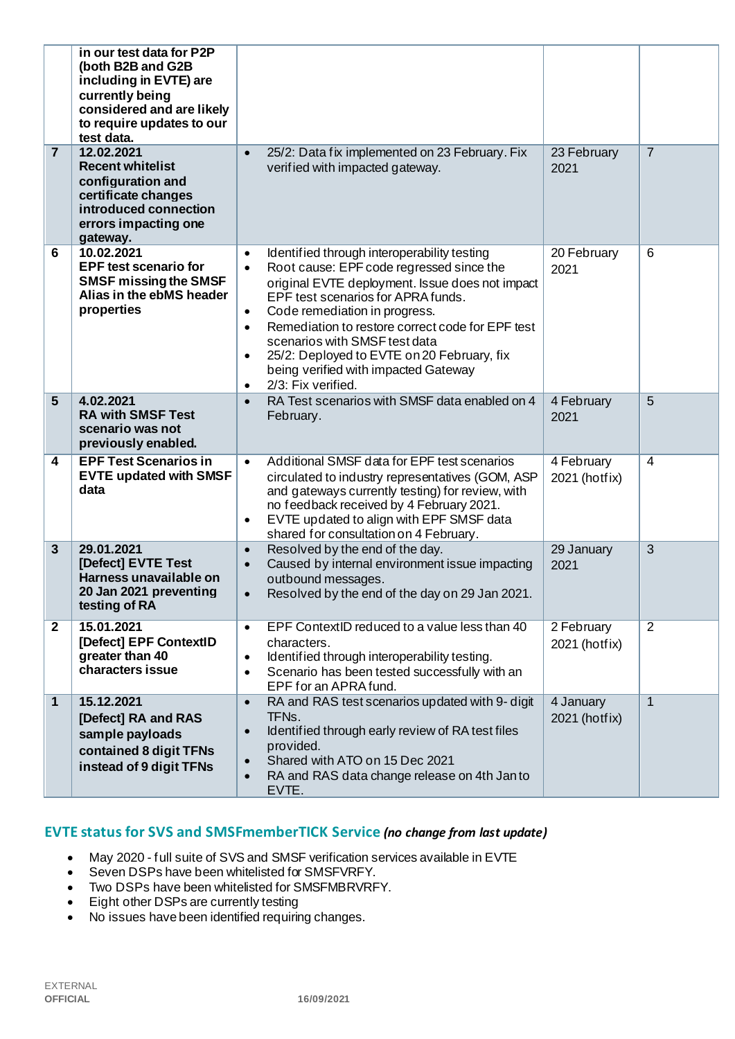| | | | | |
|---|---|---|---|---|
| | **in our test data for P2P (both B2B and G2B including in EVTE) are currently being considered and are likely to require updates to our test data.** | | | |
| 7 | **12.02.2021**<br>**Recent whitelist configuration and certificate changes introduced connection errors impacting one gateway.** | • 25/2: Data fix implemented on 23 February. Fix verified with impacted gateway. | 23 February 2021 | 7 |
| 6 | **10.02.2021**<br>**EPF test scenario for SMSF missing the SMSF Alias in the ebMS header properties** | • Identified through interoperability testing<br>• Root cause: EPF code regressed since the original EVTE deployment. Issue does not impact EPF test scenarios for APRA funds.<br>• Code remediation in progress.<br>• Remediation to restore correct code for EPF test scenarios with SMSF test data<br>• 25/2: Deployed to EVTE on 20 February, fix being verified with impacted Gateway<br>• 2/3: Fix verified. | 20 February 2021 | 6 |
| 5 | **4.02.2021**<br>**RA with SMSF Test scenario was not previously enabled.** | • RA Test scenarios with SMSF data enabled on 4 February. | 4 February 2021 | 5 |
| 4 | **EPF Test Scenarios in EVTE updated with SMSF data** | • Additional SMSF data for EPF test scenarios circulated to industry representatives (GOM, ASP and gateways currently testing) for review, with no feedback received by 4 February 2021.<br>• EVTE updated to align with EPF SMSF data shared for consultation on 4 February. | 4 February 2021 (hotfix) | 4 |
| 3 | **29.01.2021**<br>**[Defect] EVTE Test Harness unavailable on 20 Jan 2021 preventing testing of RA** | • Resolved by the end of the day.<br>• Caused by internal environment issue impacting outbound messages.<br>• Resolved by the end of the day on 29 Jan 2021. | 29 January 2021 | 3 |
| 2 | **15.01.2021**<br>**[Defect] EPF ContextID greater than 40 characters issue** | • EPF ContextID reduced to a value less than 40 characters.<br>• Identified through interoperability testing.<br>• Scenario has been tested successfully with an EPF for an APRA fund. | 2 February 2021 (hotfix) | 2 |
| 1 | **15.12.2021**<br>**[Defect] RA and RAS sample payloads contained 8 digit TFNs instead of 9 digit TFNs** | • RA and RAS test scenarios updated with 9- digit TFNs.<br>• Identified through early review of RA test files provided.<br>• Shared with ATO on 15 Dec 2021<br>• RA and RAS data change release on 4th Jan to EVTE. | 4 January 2021 (hotfix) | 1 |

## EVTE status for SVS and SMSFmemberTICK Service *(no change from last update)*

- May 2020 - full suite of SVS and SMSF verification services available in EVTE
- Seven DSPs have been whitelisted for SMSFVRFY.
- Two DSPs have been whitelisted for SMSFMBRVRFY.
- Eight other DSPs are currently testing
- No issues have been identified requiring changes.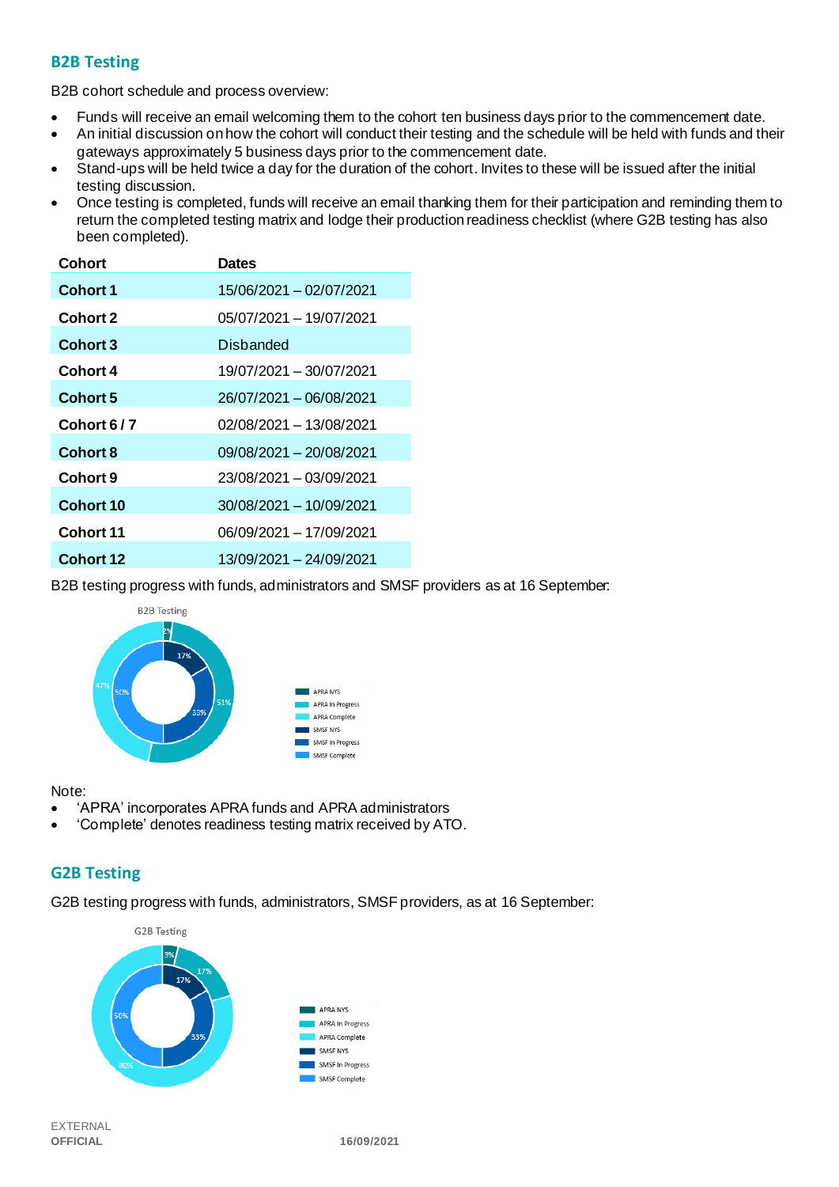## B2B Testing

B2B cohort schedule and process overview:

- Funds will receive an email welcoming them to the cohort ten business days prior to the commencement date.
- An initial discussion on how the cohort will conduct their testing and the schedule will be held with funds and their gateways approximately 5 business days prior to the commencement date.
- Stand-ups will be held twice a day for the duration of the cohort. Invites to these will be issued after the initial testing discussion.
- Once testing is completed, funds will receive an email thanking them for their participation and reminding them to return the completed testing matrix and lodge their production readiness checklist (where G2B testing has also been completed).

| Cohort | Dates |
|---|---|
| **Cohort 1** | 15/06/2021 – 02/07/2021 |
| **Cohort 2** | 05/07/2021 – 19/07/2021 |
| **Cohort 3** | Disbanded |
| **Cohort 4** | 19/07/2021 – 30/07/2021 |
| **Cohort 5** | 26/07/2021 – 06/08/2021 |
| **Cohort 6 / 7** | 02/08/2021 – 13/08/2021 |
| **Cohort 8** | 09/08/2021 – 20/08/2021 |
| **Cohort 9** | 23/08/2021 – 03/09/2021 |
| **Cohort 10** | 30/08/2021 – 10/09/2021 |
| **Cohort 11** | 06/09/2021 – 17/09/2021 |
| **Cohort 12** | 13/09/2021 – 24/09/2021 |

B2B testing progress with funds, administrators and SMSF providers as at 16 September:

B2B Testing

| Category | Percentage |
|---|---|
| APRA NYS | 2% |
| APRA In Progress | 51% |
| APRA Complete | 47% |
| SMSF NYS | 17% |
| SMSF In Progress | 33% |
| SMSF Complete | 50% |

Note:

- 'APRA' incorporates APRA funds and APRA administrators
- 'Complete' denotes readiness testing matrix received by ATO.

## G2B Testing

G2B testing progress with funds, administrators, SMSF providers, as at 16 September:

G2B Testing

| Category | Percentage |
|---|---|
| APRA NYS | 3% |
| APRA In Progress | 17% |
| APRA Complete | 80% |
| SMSF NYS | 17% |
| SMSF In Progress | 33% |
| SMSF Complete | 50% |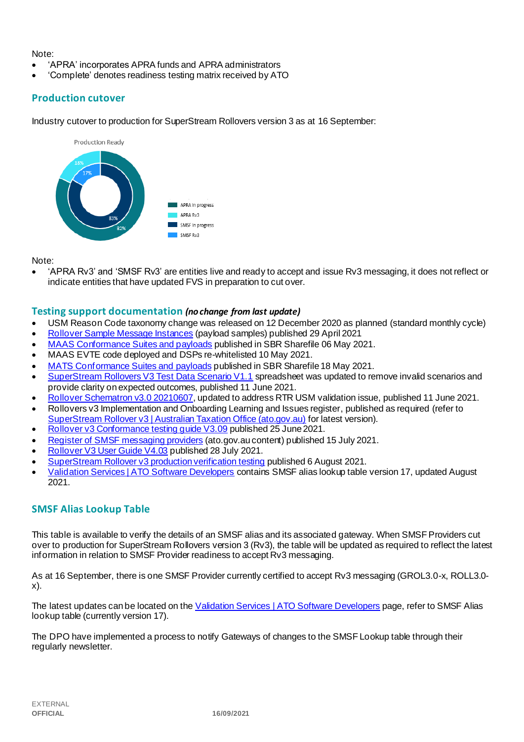Note:

- 'APRA' incorporates APRA funds and APRA administrators
- 'Complete' denotes readiness testing matrix received by ATO

## Production cutover

Industry cutover to production for SuperStream Rollovers version 3 as at 16 September:

Production Ready

18%
17%
83%
82%

APRA In progress
APRA Rv3
SMSF In progress
SMSF Rv3

Note:

- 'APRA Rv3' and 'SMSF Rv3' are entities live and ready to accept and issue Rv3 messaging, it does not reflect or indicate entities that have updated FVS in preparation to cut over.

## Testing support documentation *(no change from last update)*

- USM Reason Code taxonomy change was released on 12 December 2020 as planned (standard monthly cycle)
- Rollover Sample Message Instances (payload samples) published 29 April 2021
- MAAS Conformance Suites and payloads published in SBR Sharefile 06 May 2021.
- MAAS EVTE code deployed and DSPs re-whitelisted 10 May 2021.
- MATS Conformance Suites and payloads published in SBR Sharefile 18 May 2021.
- SuperStream Rollovers V3 Test Data Scenario V1.1 spreadsheet was updated to remove invalid scenarios and provide clarity on expected outcomes, published 11 June 2021.
- Rollover Schematron v3.0 20210607, updated to address RTR USM validation issue, published 11 June 2021.
- Rollovers v3 Implementation and Onboarding Learning and Issues register, published as required (refer to SuperStream Rollover v3 | Australian Taxation Office (ato.gov.au) for latest version).
- Rollover v3 Conformance testing guide V3.09 published 25 June 2021.
- Register of SMSF messaging providers (ato.gov.au content) published 15 July 2021.
- Rollover V3 User Guide V4.03 published 28 July 2021.
- SuperStream Rollover v3 production verification testing published 6 August 2021.
- Validation Services | ATO Software Developers contains SMSF alias lookup table version 17, updated August 2021.

## SMSF Alias Lookup Table

This table is available to verify the details of an SMSF alias and its associated gateway. When SMSF Providers cut over to production for SuperStream Rollovers version 3 (Rv3), the table will be updated as required to reflect the latest information in relation to SMSF Provider readiness to accept Rv3 messaging.

As at 16 September, there is one SMSF Provider currently certified to accept Rv3 messaging (GROL3.0-x, ROLL3.0-x).

The latest updates can be located on the Validation Services | ATO Software Developers page, refer to SMSF Alias lookup table (currently version 17).

The DPO have implemented a process to notify Gateways of changes to the SMSF Lookup table through their regularly newsletter.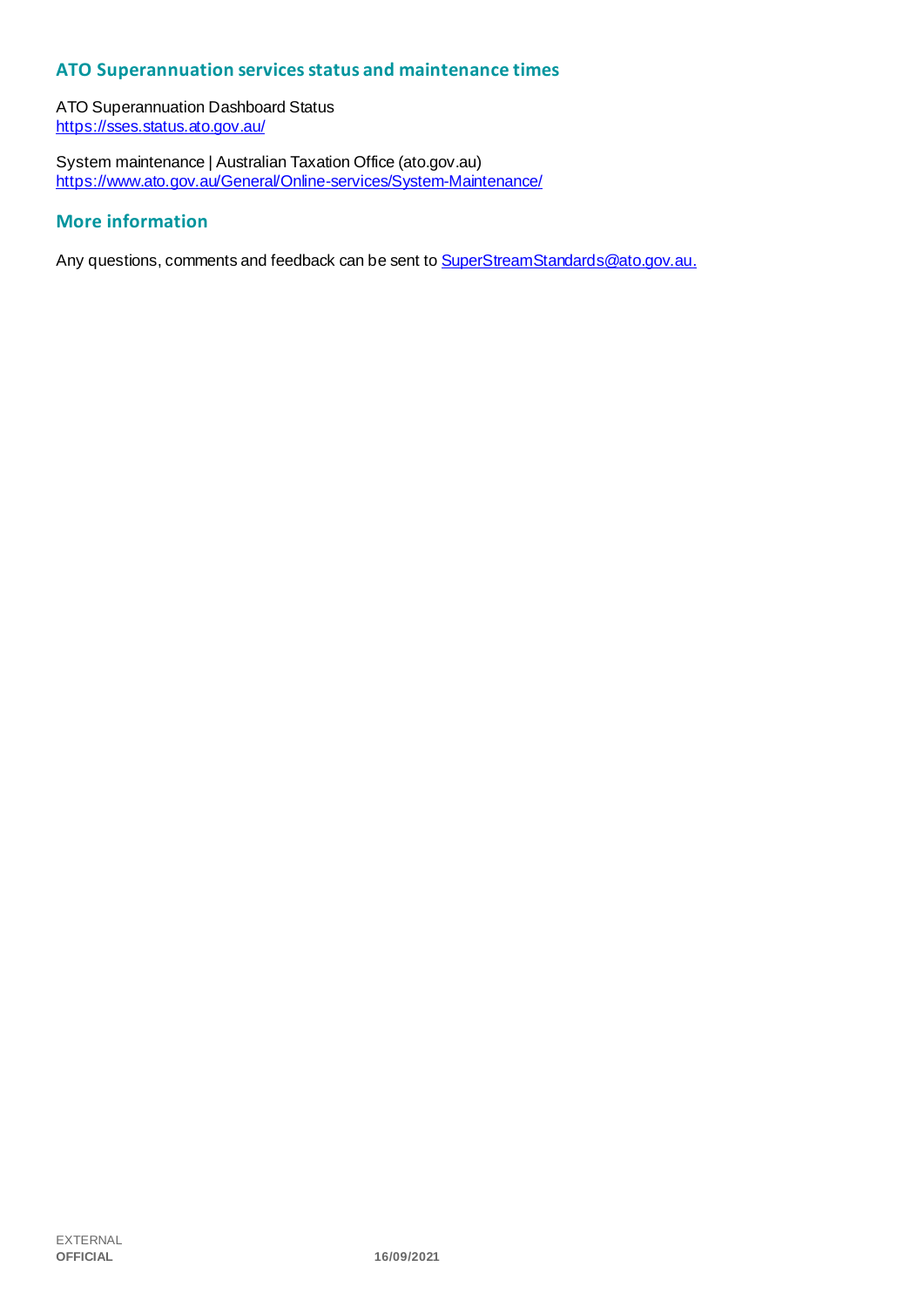## ATO Superannuation services status and maintenance times

ATO Superannuation Dashboard Status
https://sses.status.ato.gov.au/

System maintenance | Australian Taxation Office (ato.gov.au)
https://www.ato.gov.au/General/Online-services/System-Maintenance/

## More information

Any questions, comments and feedback can be sent to SuperStreamStandards@ato.gov.au.